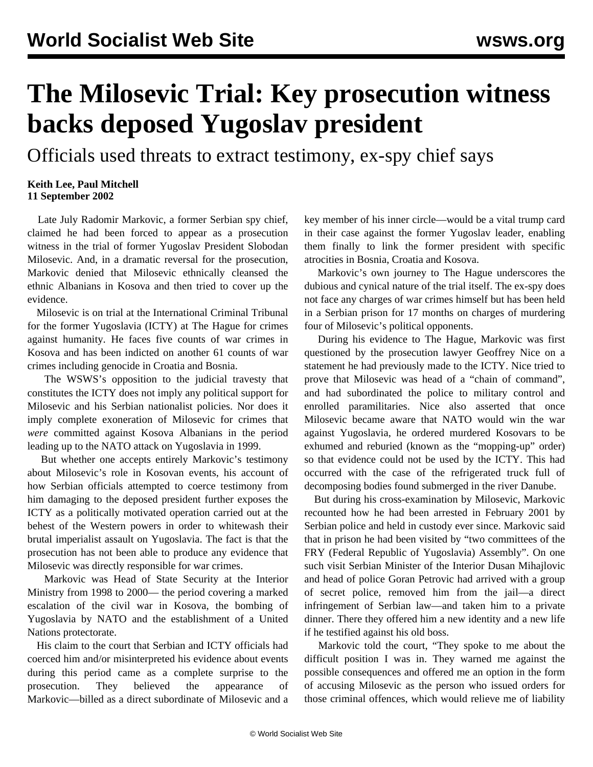# The Milosevic Trial: Key prosecution witness backs deposed Yugoslav president

## Officials used threats to extract testimony, ex-spy chief says

**Keith Lee, Paul Mitchell**
**11 September 2002**

Late July Radomir Markovic, a former Serbian spy chief, claimed he had been forced to appear as a prosecution witness in the trial of former Yugoslav President Slobodan Milosevic. And, in a dramatic reversal for the prosecution, Markovic denied that Milosevic ethnically cleansed the ethnic Albanians in Kosova and then tried to cover up the evidence.

Milosevic is on trial at the International Criminal Tribunal for the former Yugoslavia (ICTY) at The Hague for crimes against humanity. He faces five counts of war crimes in Kosova and has been indicted on another 61 counts of war crimes including genocide in Croatia and Bosnia.

The WSWS's opposition to the judicial travesty that constitutes the ICTY does not imply any political support for Milosevic and his Serbian nationalist policies. Nor does it imply complete exoneration of Milosevic for crimes that *were* committed against Kosova Albanians in the period leading up to the NATO attack on Yugoslavia in 1999.

But whether one accepts entirely Markovic's testimony about Milosevic's role in Kosovan events, his account of how Serbian officials attempted to coerce testimony from him damaging to the deposed president further exposes the ICTY as a politically motivated operation carried out at the behest of the Western powers in order to whitewash their brutal imperialist assault on Yugoslavia. The fact is that the prosecution has not been able to produce any evidence that Milosevic was directly responsible for war crimes.

Markovic was Head of State Security at the Interior Ministry from 1998 to 2000— the period covering a marked escalation of the civil war in Kosova, the bombing of Yugoslavia by NATO and the establishment of a United Nations protectorate.

His claim to the court that Serbian and ICTY officials had coerced him and/or misinterpreted his evidence about events during this period came as a complete surprise to the prosecution. They believed the appearance of Markovic—billed as a direct subordinate of Milosevic and a key member of his inner circle—would be a vital trump card in their case against the former Yugoslav leader, enabling them finally to link the former president with specific atrocities in Bosnia, Croatia and Kosova.

Markovic's own journey to The Hague underscores the dubious and cynical nature of the trial itself. The ex-spy does not face any charges of war crimes himself but has been held in a Serbian prison for 17 months on charges of murdering four of Milosevic's political opponents.

During his evidence to The Hague, Markovic was first questioned by the prosecution lawyer Geoffrey Nice on a statement he had previously made to the ICTY. Nice tried to prove that Milosevic was head of a "chain of command", and had subordinated the police to military control and enrolled paramilitaries. Nice also asserted that once Milosevic became aware that NATO would win the war against Yugoslavia, he ordered murdered Kosovars to be exhumed and reburied (known as the "mopping-up" order) so that evidence could not be used by the ICTY. This had occurred with the case of the refrigerated truck full of decomposing bodies found submerged in the river Danube.

But during his cross-examination by Milosevic, Markovic recounted how he had been arrested in February 2001 by Serbian police and held in custody ever since. Markovic said that in prison he had been visited by "two committees of the FRY (Federal Republic of Yugoslavia) Assembly". On one such visit Serbian Minister of the Interior Dusan Mihajlovic and head of police Goran Petrovic had arrived with a group of secret police, removed him from the jail—a direct infringement of Serbian law—and taken him to a private dinner. There they offered him a new identity and a new life if he testified against his old boss.

Markovic told the court, "They spoke to me about the difficult position I was in. They warned me against the possible consequences and offered me an option in the form of accusing Milosevic as the person who issued orders for those criminal offences, which would relieve me of liability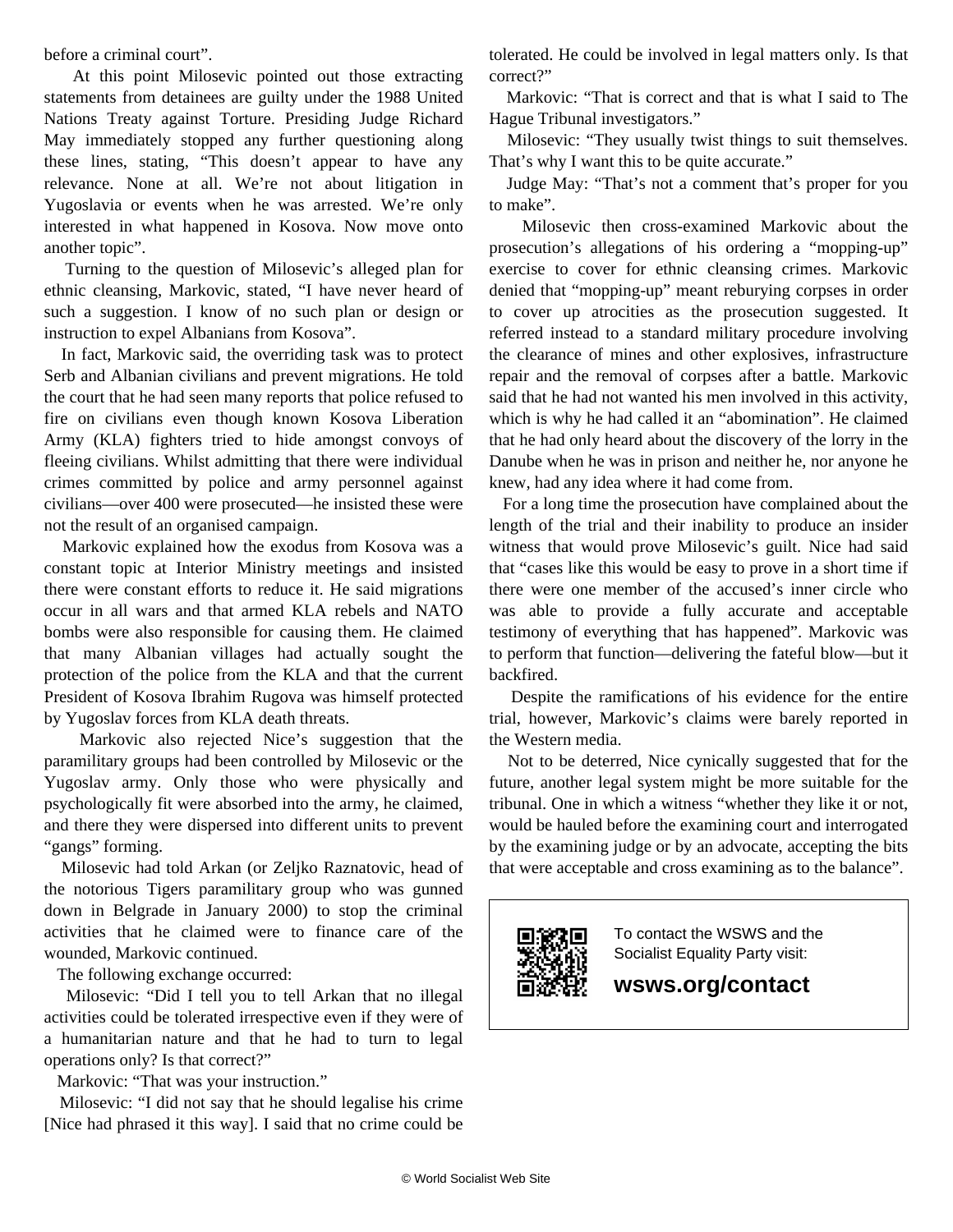before a criminal court".

At this point Milosevic pointed out those extracting statements from detainees are guilty under the 1988 United Nations Treaty against Torture. Presiding Judge Richard May immediately stopped any further questioning along these lines, stating, "This doesn't appear to have any relevance. None at all. We're not about litigation in Yugoslavia or events when he was arrested. We're only interested in what happened in Kosova. Now move onto another topic".

Turning to the question of Milosevic's alleged plan for ethnic cleansing, Markovic, stated, "I have never heard of such a suggestion. I know of no such plan or design or instruction to expel Albanians from Kosova".

In fact, Markovic said, the overriding task was to protect Serb and Albanian civilians and prevent migrations. He told the court that he had seen many reports that police refused to fire on civilians even though known Kosova Liberation Army (KLA) fighters tried to hide amongst convoys of fleeing civilians. Whilst admitting that there were individual crimes committed by police and army personnel against civilians—over 400 were prosecuted—he insisted these were not the result of an organised campaign.

Markovic explained how the exodus from Kosova was a constant topic at Interior Ministry meetings and insisted there were constant efforts to reduce it. He said migrations occur in all wars and that armed KLA rebels and NATO bombs were also responsible for causing them. He claimed that many Albanian villages had actually sought the protection of the police from the KLA and that the current President of Kosova Ibrahim Rugova was himself protected by Yugoslav forces from KLA death threats.

Markovic also rejected Nice's suggestion that the paramilitary groups had been controlled by Milosevic or the Yugoslav army. Only those who were physically and psychologically fit were absorbed into the army, he claimed, and there they were dispersed into different units to prevent "gangs" forming.

Milosevic had told Arkan (or Zeljko Raznatovic, head of the notorious Tigers paramilitary group who was gunned down in Belgrade in January 2000) to stop the criminal activities that he claimed were to finance care of the wounded, Markovic continued.

The following exchange occurred:

Milosevic: "Did I tell you to tell Arkan that no illegal activities could be tolerated irrespective even if they were of a humanitarian nature and that he had to turn to legal operations only? Is that correct?"

Markovic: "That was your instruction."

Milosevic: "I did not say that he should legalise his crime [Nice had phrased it this way]. I said that no crime could be tolerated. He could be involved in legal matters only. Is that correct?"

Markovic: "That is correct and that is what I said to The Hague Tribunal investigators."

Milosevic: "They usually twist things to suit themselves. That's why I want this to be quite accurate."

Judge May: "That's not a comment that's proper for you to make".

Milosevic then cross-examined Markovic about the prosecution's allegations of his ordering a "mopping-up" exercise to cover for ethnic cleansing crimes. Markovic denied that "mopping-up" meant reburying corpses in order to cover up atrocities as the prosecution suggested. It referred instead to a standard military procedure involving the clearance of mines and other explosives, infrastructure repair and the removal of corpses after a battle. Markovic said that he had not wanted his men involved in this activity, which is why he had called it an "abomination". He claimed that he had only heard about the discovery of the lorry in the Danube when he was in prison and neither he, nor anyone he knew, had any idea where it had come from.

For a long time the prosecution have complained about the length of the trial and their inability to produce an insider witness that would prove Milosevic's guilt. Nice had said that "cases like this would be easy to prove in a short time if there were one member of the accused's inner circle who was able to provide a fully accurate and acceptable testimony of everything that has happened". Markovic was to perform that function—delivering the fateful blow—but it backfired.

Despite the ramifications of his evidence for the entire trial, however, Markovic's claims were barely reported in the Western media.

Not to be deterred, Nice cynically suggested that for the future, another legal system might be more suitable for the tribunal. One in which a witness "whether they like it or not, would be hauled before the examining court and interrogated by the examining judge or by an advocate, accepting the bits that were acceptable and cross examining as to the balance".

To contact the WSWS and the Socialist Equality Party visit:

**wsws.org/contact**